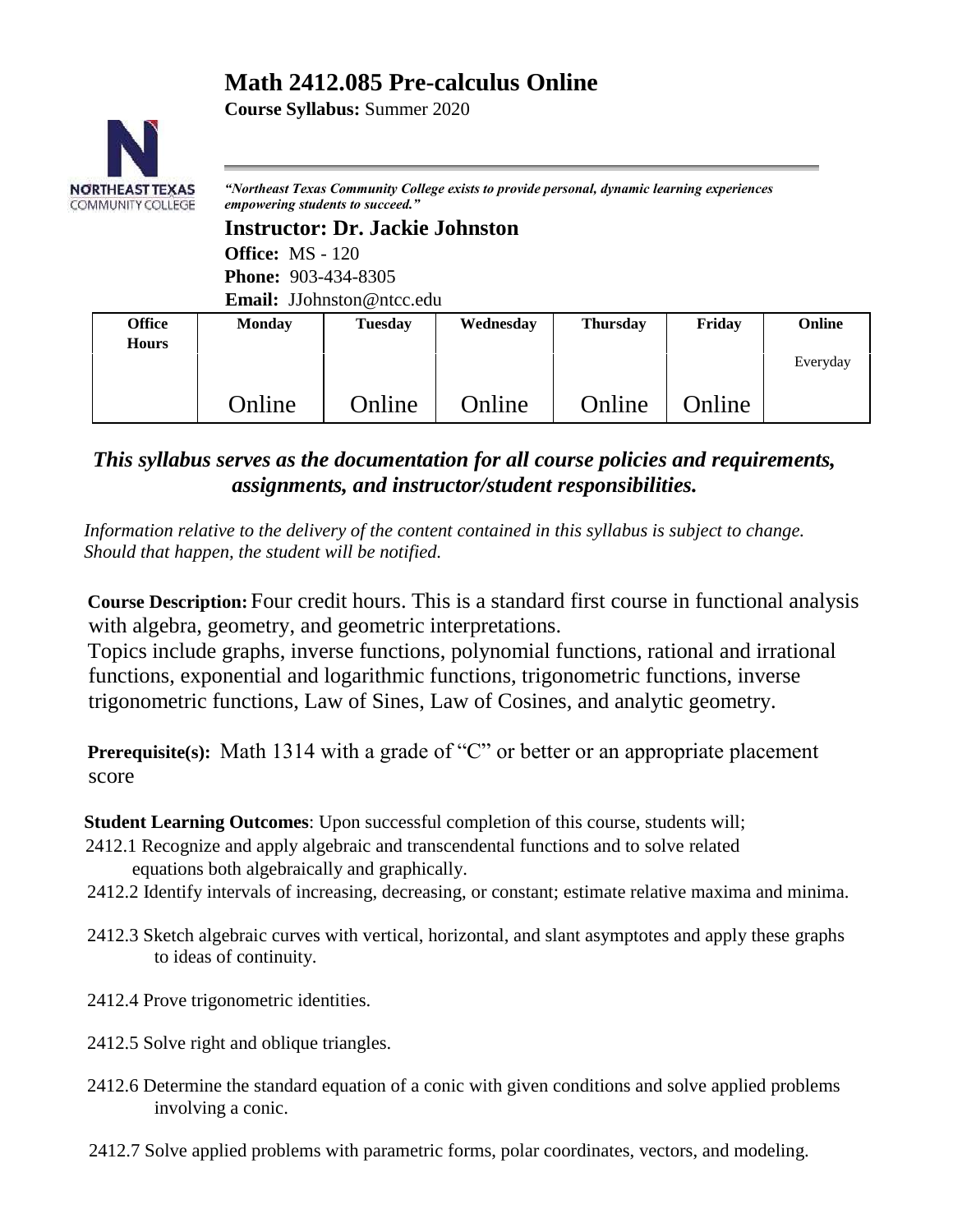# Math 2412.085 Pre-calculus Online

**Course Syllabus:** Summer 2020

***"Northeast Texas Community College exists to provide personal, dynamic learning experiences empowering students to succeed."***

## Instructor: Dr. Jackie Johnston

**Office:** MS - 120

**Phone:** 903-434-8305

**Email:** JJohnston@ntcc.edu

| Office Hours | Monday | Tuesday | Wednesday | Thursday | Friday | Online |
|---|---|---|---|---|---|---|
| | | | | | | Everyday |
| | Online | Online | Online | Online | Online | |

***This syllabus serves as the documentation for all course policies and requirements, assignments, and instructor/student responsibilities.***

*Information relative to the delivery of the content contained in this syllabus is subject to change. Should that happen, the student will be notified.*

**Course Description:** Four credit hours. This is a standard first course in functional analysis with algebra, geometry, and geometric interpretations.
Topics include graphs, inverse functions, polynomial functions, rational and irrational functions, exponential and logarithmic functions, trigonometric functions, inverse trigonometric functions, Law of Sines, Law of Cosines, and analytic geometry.

**Prerequisite(s):** Math 1314 with a grade of "C" or better or an appropriate placement score

**Student Learning Outcomes**: Upon successful completion of this course, students will;

2412.1 Recognize and apply algebraic and transcendental functions and to solve related equations both algebraically and graphically.

2412.2 Identify intervals of increasing, decreasing, or constant; estimate relative maxima and minima.

2412.3 Sketch algebraic curves with vertical, horizontal, and slant asymptotes and apply these graphs to ideas of continuity.

2412.4 Prove trigonometric identities.

2412.5 Solve right and oblique triangles.

2412.6 Determine the standard equation of a conic with given conditions and solve applied problems involving a conic.

2412.7 Solve applied problems with parametric forms, polar coordinates, vectors, and modeling.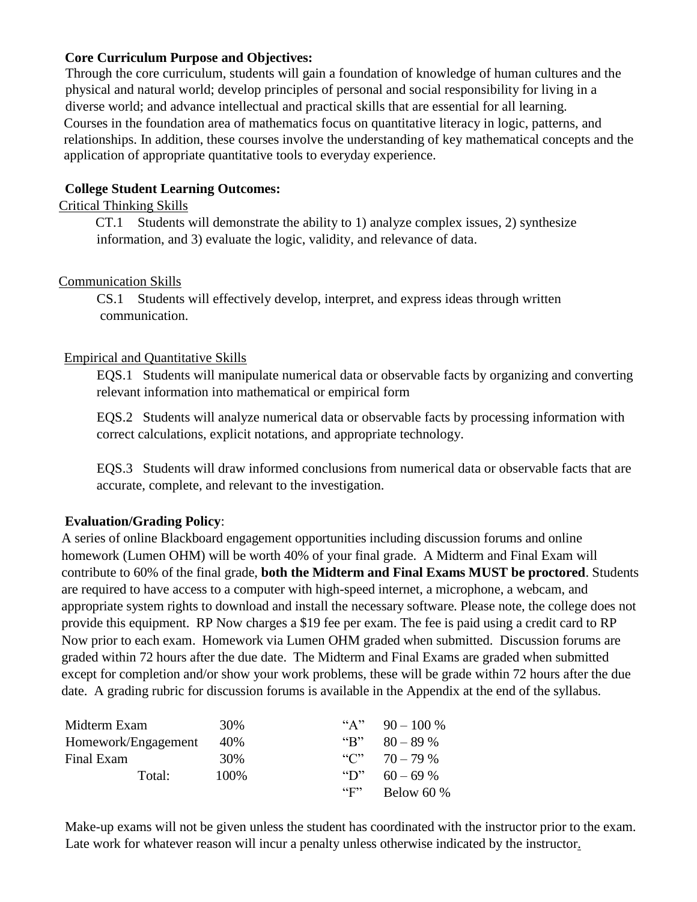**Core Curriculum Purpose and Objectives:**

Through the core curriculum, students will gain a foundation of knowledge of human cultures and the physical and natural world; develop principles of personal and social responsibility for living in a diverse world; and advance intellectual and practical skills that are essential for all learning. Courses in the foundation area of mathematics focus on quantitative literacy in logic, patterns, and relationships. In addition, these courses involve the understanding of key mathematical concepts and the application of appropriate quantitative tools to everyday experience.

**College Student Learning Outcomes:**

<u>Critical Thinking Skills</u>

CT.1 Students will demonstrate the ability to 1) analyze complex issues, 2) synthesize information, and 3) evaluate the logic, validity, and relevance of data.

<u>Communication Skills</u>

CS.1 Students will effectively develop, interpret, and express ideas through written communication.

<u>Empirical and Quantitative Skills</u>

EQS.1 Students will manipulate numerical data or observable facts by organizing and converting relevant information into mathematical or empirical form

EQS.2 Students will analyze numerical data or observable facts by processing information with correct calculations, explicit notations, and appropriate technology.

EQS.3 Students will draw informed conclusions from numerical data or observable facts that are accurate, complete, and relevant to the investigation.

**Evaluation/Grading Policy**:

A series of online Blackboard engagement opportunities including discussion forums and online homework (Lumen OHM) will be worth 40% of your final grade. A Midterm and Final Exam will contribute to 60% of the final grade, **both the Midterm and Final Exams MUST be proctored**. Students are required to have access to a computer with high-speed internet, a microphone, a webcam, and appropriate system rights to download and install the necessary software. Please note, the college does not provide this equipment. RP Now charges a $19 fee per exam. The fee is paid using a credit card to RP Now prior to each exam. Homework via Lumen OHM graded when submitted. Discussion forums are graded within 72 hours after the due date. The Midterm and Final Exams are graded when submitted except for completion and/or show your work problems, these will be grade within 72 hours after the due date. A grading rubric for discussion forums is available in the Appendix at the end of the syllabus.

| | | | |
|---|---|---|---|
| Midterm Exam | 30% | "A" | 90 – 100 % |
| Homework/Engagement | 40% | "B" | 80 – 89 % |
| Final Exam | 30% | "C" | 70 – 79 % |
| Total: | 100% | "D" | 60 – 69 % |
| | | "F" | Below 60 % |

Make-up exams will not be given unless the student has coordinated with the instructor prior to the exam. Late work for whatever reason will incur a penalty unless otherwise indicated by the instructor.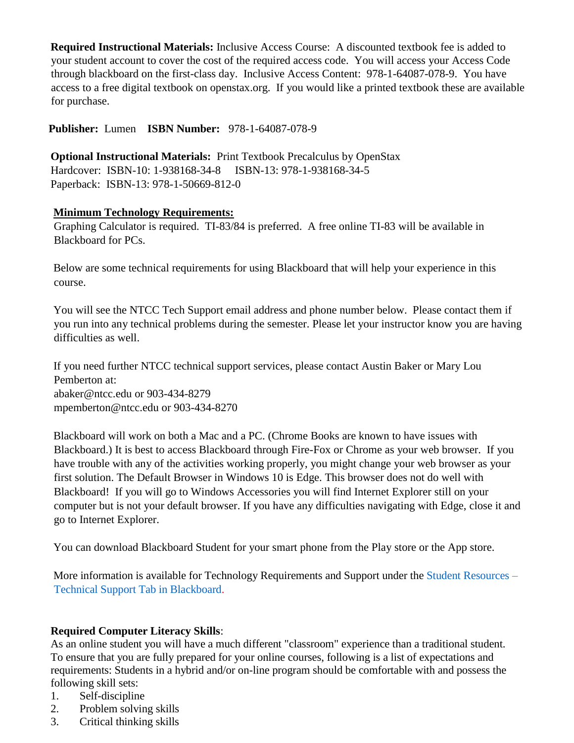**Required Instructional Materials:** Inclusive Access Course: A discounted textbook fee is added to your student account to cover the cost of the required access code. You will access your Access Code through blackboard on the first-class day. Inclusive Access Content: 978-1-64087-078-9. You have access to a free digital textbook on openstax.org. If you would like a printed textbook these are available for purchase.

**Publisher:** Lumen **ISBN Number:** 978-1-64087-078-9

**Optional Instructional Materials:** Print Textbook Precalculus by OpenStax
Hardcover: ISBN-10: 1-938168-34-8 ISBN-13: 978-1-938168-34-5
Paperback: ISBN-13: 978-1-50669-812-0

**Minimum Technology Requirements:**
Graphing Calculator is required. TI-83/84 is preferred. A free online TI-83 will be available in Blackboard for PCs.

Below are some technical requirements for using Blackboard that will help your experience in this course.

You will see the NTCC Tech Support email address and phone number below. Please contact them if you run into any technical problems during the semester. Please let your instructor know you are having difficulties as well.

If you need further NTCC technical support services, please contact Austin Baker or Mary Lou Pemberton at:
abaker@ntcc.edu or 903-434-8279
mpemberton@ntcc.edu or 903-434-8270

Blackboard will work on both a Mac and a PC. (Chrome Books are known to have issues with Blackboard.) It is best to access Blackboard through Fire-Fox or Chrome as your web browser. If you have trouble with any of the activities working properly, you might change your web browser as your first solution. The Default Browser in Windows 10 is Edge. This browser does not do well with Blackboard! If you will go to Windows Accessories you will find Internet Explorer still on your computer but is not your default browser. If you have any difficulties navigating with Edge, close it and go to Internet Explorer.

You can download Blackboard Student for your smart phone from the Play store or the App store.

More information is available for Technology Requirements and Support under the Student Resources – Technical Support Tab in Blackboard.

**Required Computer Literacy Skills**:
As an online student you will have a much different "classroom" experience than a traditional student. To ensure that you are fully prepared for your online courses, following is a list of expectations and requirements: Students in a hybrid and/or on-line program should be comfortable with and possess the following skill sets:

1. Self-discipline
2. Problem solving skills
3. Critical thinking skills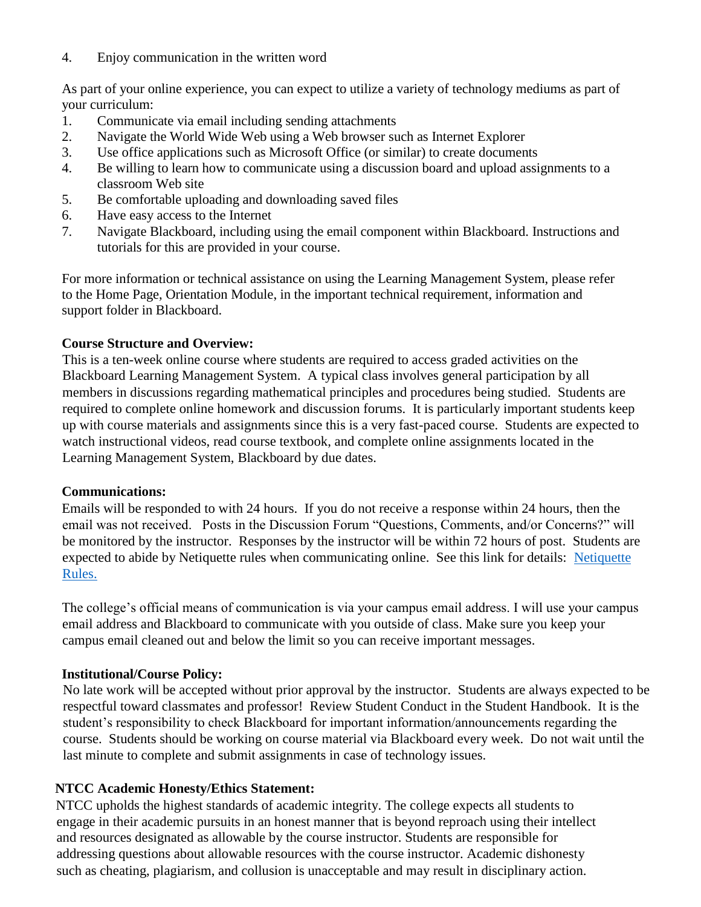4. Enjoy communication in the written word

As part of your online experience, you can expect to utilize a variety of technology mediums as part of your curriculum:

1. Communicate via email including sending attachments
2. Navigate the World Wide Web using a Web browser such as Internet Explorer
3. Use office applications such as Microsoft Office (or similar) to create documents
4. Be willing to learn how to communicate using a discussion board and upload assignments to a classroom Web site
5. Be comfortable uploading and downloading saved files
6. Have easy access to the Internet
7. Navigate Blackboard, including using the email component within Blackboard. Instructions and tutorials for this are provided in your course.

For more information or technical assistance on using the Learning Management System, please refer to the Home Page, Orientation Module, in the important technical requirement, information and support folder in Blackboard.

**Course Structure and Overview:**

This is a ten-week online course where students are required to access graded activities on the Blackboard Learning Management System. A typical class involves general participation by all members in discussions regarding mathematical principles and procedures being studied. Students are required to complete online homework and discussion forums. It is particularly important students keep up with course materials and assignments since this is a very fast-paced course. Students are expected to watch instructional videos, read course textbook, and complete online assignments located in the Learning Management System, Blackboard by due dates.

**Communications:**

Emails will be responded to with 24 hours. If you do not receive a response within 24 hours, then the email was not received. Posts in the Discussion Forum "Questions, Comments, and/or Concerns?" will be monitored by the instructor. Responses by the instructor will be within 72 hours of post. Students are expected to abide by Netiquette rules when communicating online. See this link for details: Netiquette Rules.

The college's official means of communication is via your campus email address. I will use your campus email address and Blackboard to communicate with you outside of class. Make sure you keep your campus email cleaned out and below the limit so you can receive important messages.

**Institutional/Course Policy:**

No late work will be accepted without prior approval by the instructor. Students are always expected to be respectful toward classmates and professor! Review Student Conduct in the Student Handbook. It is the student's responsibility to check Blackboard for important information/announcements regarding the course. Students should be working on course material via Blackboard every week. Do not wait until the last minute to complete and submit assignments in case of technology issues.

**NTCC Academic Honesty/Ethics Statement:**

NTCC upholds the highest standards of academic integrity. The college expects all students to engage in their academic pursuits in an honest manner that is beyond reproach using their intellect and resources designated as allowable by the course instructor. Students are responsible for addressing questions about allowable resources with the course instructor. Academic dishonesty such as cheating, plagiarism, and collusion is unacceptable and may result in disciplinary action.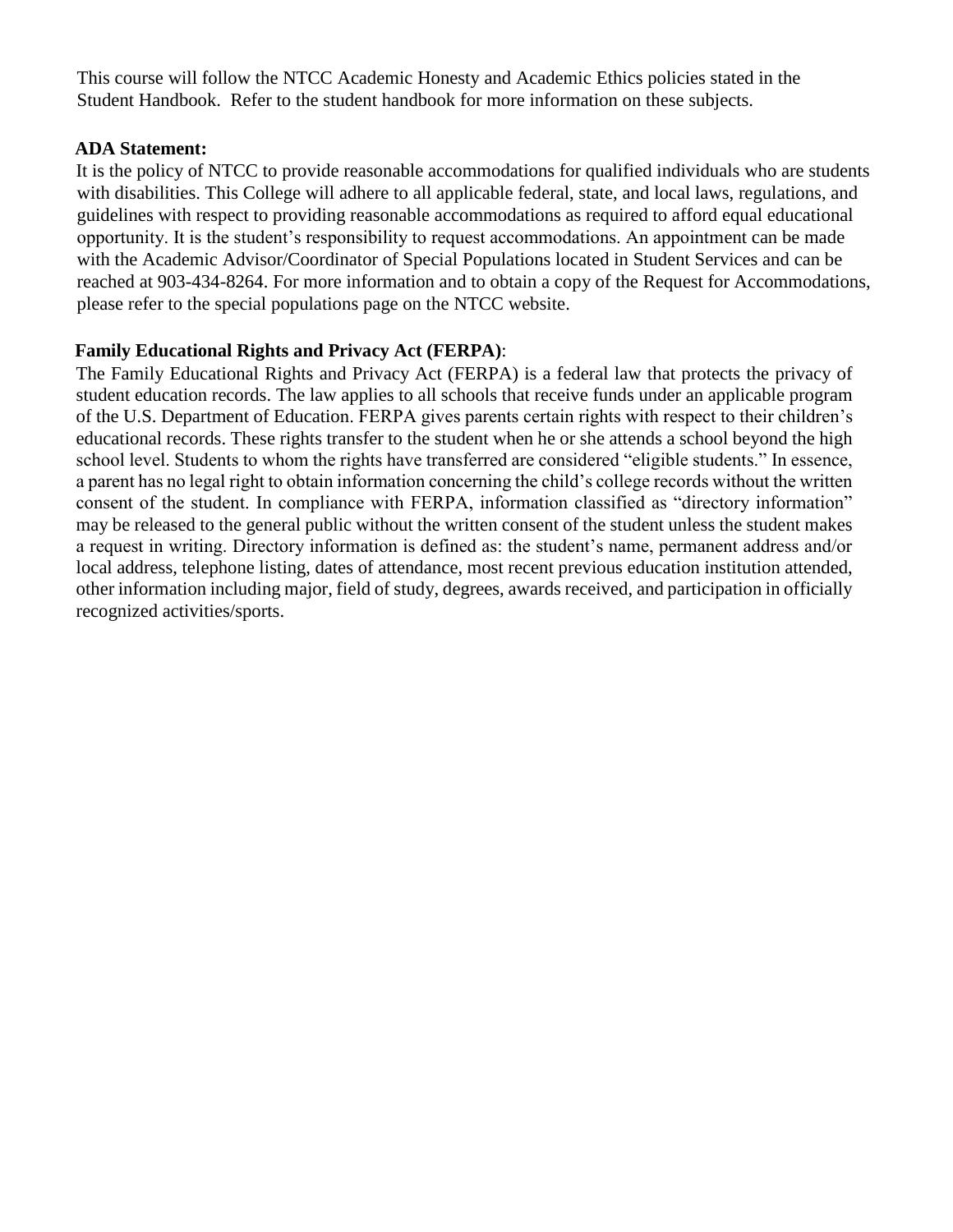This course will follow the NTCC Academic Honesty and Academic Ethics policies stated in the Student Handbook. Refer to the student handbook for more information on these subjects.

**ADA Statement:**

It is the policy of NTCC to provide reasonable accommodations for qualified individuals who are students with disabilities. This College will adhere to all applicable federal, state, and local laws, regulations, and guidelines with respect to providing reasonable accommodations as required to afford equal educational opportunity. It is the student's responsibility to request accommodations. An appointment can be made with the Academic Advisor/Coordinator of Special Populations located in Student Services and can be reached at 903-434-8264. For more information and to obtain a copy of the Request for Accommodations, please refer to the special populations page on the NTCC website.

**Family Educational Rights and Privacy Act (FERPA)**:

The Family Educational Rights and Privacy Act (FERPA) is a federal law that protects the privacy of student education records. The law applies to all schools that receive funds under an applicable program of the U.S. Department of Education. FERPA gives parents certain rights with respect to their children's educational records. These rights transfer to the student when he or she attends a school beyond the high school level. Students to whom the rights have transferred are considered "eligible students." In essence, a parent has no legal right to obtain information concerning the child's college records without the written consent of the student. In compliance with FERPA, information classified as "directory information" may be released to the general public without the written consent of the student unless the student makes a request in writing. Directory information is defined as: the student's name, permanent address and/or local address, telephone listing, dates of attendance, most recent previous education institution attended, other information including major, field of study, degrees, awards received, and participation in officially recognized activities/sports.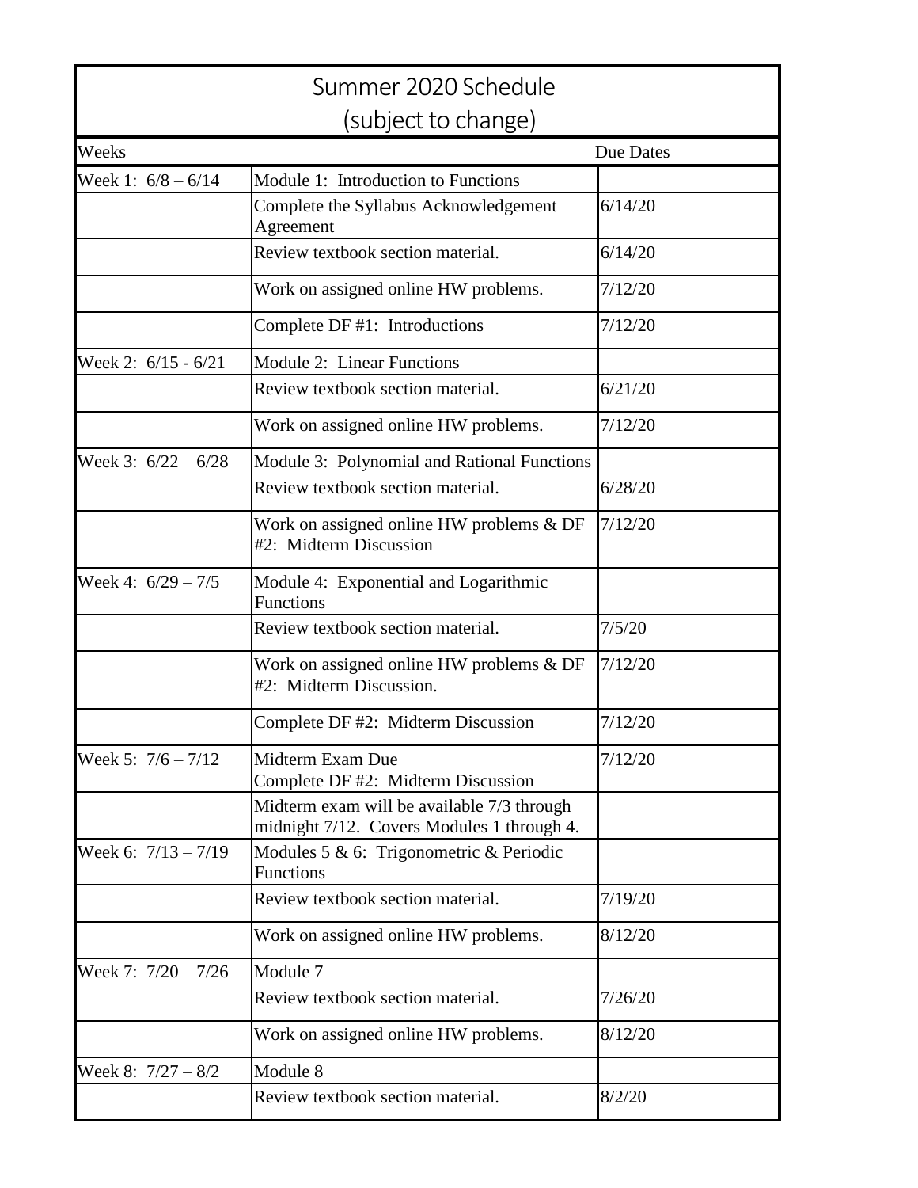| Summer 2020 Schedule<br>(subject to change) | | |
|---|---|---|
| Weeks | | Due Dates |
| Week 1: 6/8 – 6/14 | Module 1: Introduction to Functions | |
| | Complete the Syllabus Acknowledgement Agreement | 6/14/20 |
| | Review textbook section material. | 6/14/20 |
| | Work on assigned online HW problems. | 7/12/20 |
| | Complete DF #1: Introductions | 7/12/20 |
| Week 2: 6/15 - 6/21 | Module 2: Linear Functions | |
| | Review textbook section material. | 6/21/20 |
| | Work on assigned online HW problems. | 7/12/20 |
| Week 3: 6/22 – 6/28 | Module 3: Polynomial and Rational Functions | |
| | Review textbook section material. | 6/28/20 |
| | Work on assigned online HW problems & DF #2: Midterm Discussion | 7/12/20 |
| Week 4: 6/29 – 7/5 | Module 4: Exponential and Logarithmic Functions | |
| | Review textbook section material. | 7/5/20 |
| | Work on assigned online HW problems & DF #2: Midterm Discussion. | 7/12/20 |
| | Complete DF #2: Midterm Discussion | 7/12/20 |
| Week 5: 7/6 – 7/12 | Midterm Exam Due<br>Complete DF #2: Midterm Discussion | 7/12/20 |
| | Midterm exam will be available 7/3 through midnight 7/12. Covers Modules 1 through 4. | |
| Week 6: 7/13 – 7/19 | Modules 5 & 6: Trigonometric & Periodic Functions | |
| | Review textbook section material. | 7/19/20 |
| | Work on assigned online HW problems. | 8/12/20 |
| Week 7: 7/20 – 7/26 | Module 7 | |
| | Review textbook section material. | 7/26/20 |
| | Work on assigned online HW problems. | 8/12/20 |
| Week 8: 7/27 – 8/2 | Module 8 | |
| | Review textbook section material. | 8/2/20 |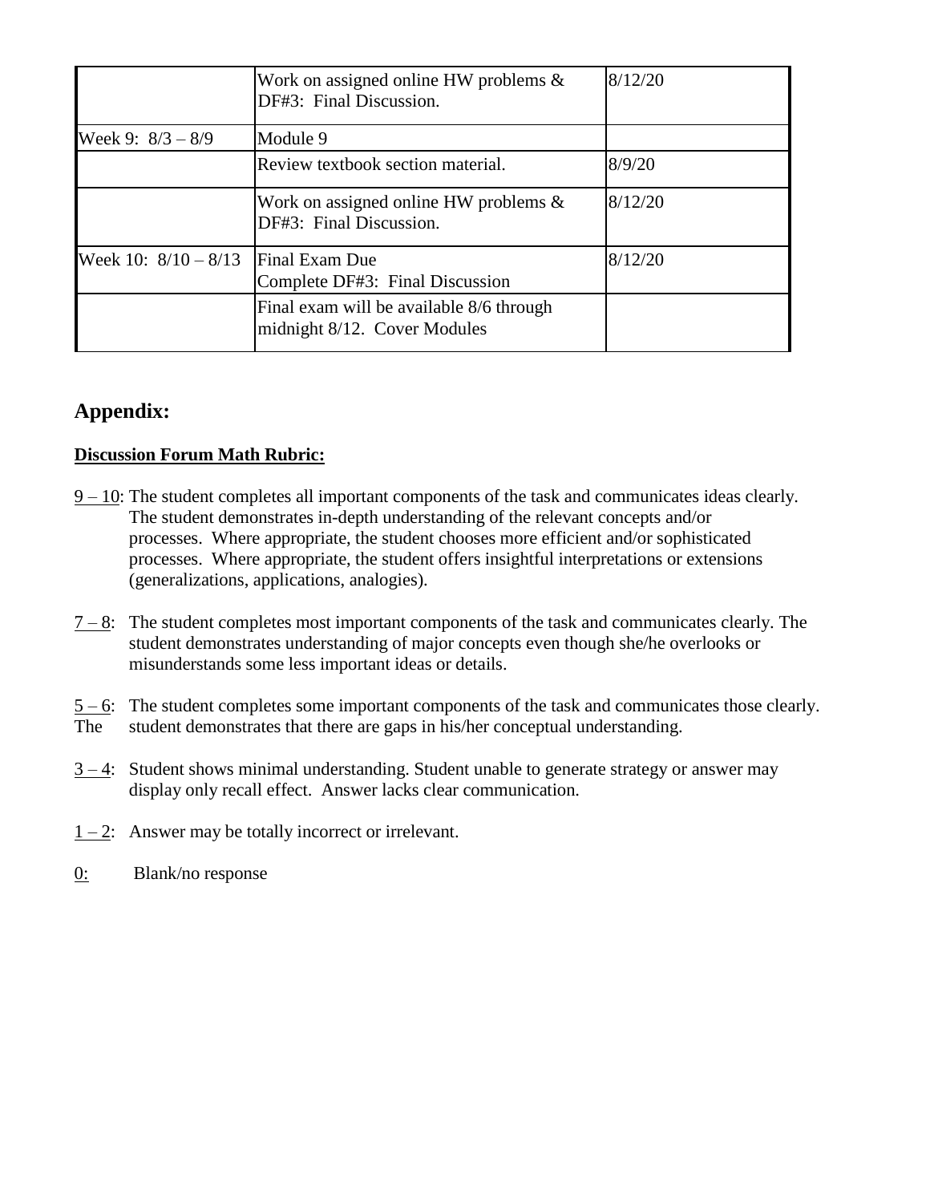| | | |
|---|---|---|
| | Work on assigned online HW problems & DF#3: Final Discussion. | 8/12/20 |
| Week 9: 8/3 – 8/9 | Module 9 | |
| | Review textbook section material. | 8/9/20 |
| | Work on assigned online HW problems & DF#3: Final Discussion. | 8/12/20 |
| Week 10: 8/10 – 8/13 | Final Exam Due<br>Complete DF#3: Final Discussion | 8/12/20 |
| | Final exam will be available 8/6 through midnight 8/12. Cover Modules | |

## Appendix:

**Discussion Forum Math Rubric:**

9 – 10: The student completes all important components of the task and communicates ideas clearly. The student demonstrates in-depth understanding of the relevant concepts and/or processes. Where appropriate, the student chooses more efficient and/or sophisticated processes. Where appropriate, the student offers insightful interpretations or extensions (generalizations, applications, analogies).

7 – 8: The student completes most important components of the task and communicates clearly. The student demonstrates understanding of major concepts even though she/he overlooks or misunderstands some less important ideas or details.

5 – 6: The student completes some important components of the task and communicates those clearly. The student demonstrates that there are gaps in his/her conceptual understanding.

3 – 4: Student shows minimal understanding. Student unable to generate strategy or answer may display only recall effect. Answer lacks clear communication.

1 – 2: Answer may be totally incorrect or irrelevant.

0: Blank/no response